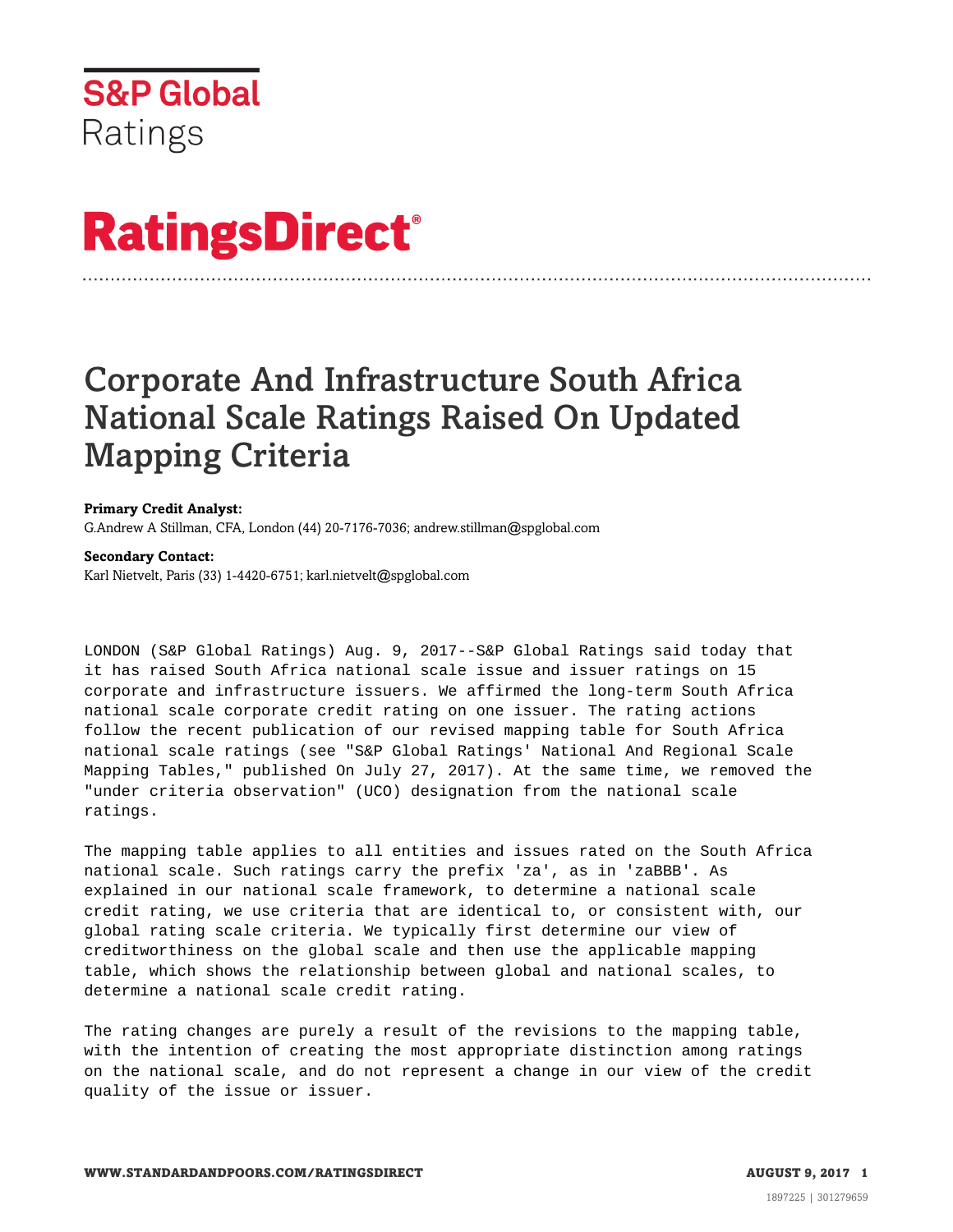S&P Global Ratings

# RatingsDirect®

# Corporate And Infrastructure South Africa National Scale Ratings Raised On Updated Mapping Criteria

**Primary Credit Analyst:**
G.Andrew A Stillman, CFA, London (44) 20-7176-7036; andrew.stillman@spglobal.com

**Secondary Contact:**
Karl Nietvelt, Paris (33) 1-4420-6751; karl.nietvelt@spglobal.com

LONDON (S&P Global Ratings) Aug. 9, 2017--S&P Global Ratings said today that it has raised South Africa national scale issue and issuer ratings on 15 corporate and infrastructure issuers. We affirmed the long-term South Africa national scale corporate credit rating on one issuer. The rating actions follow the recent publication of our revised mapping table for South Africa national scale ratings (see "S&P Global Ratings' National And Regional Scale Mapping Tables," published On July 27, 2017). At the same time, we removed the "under criteria observation" (UCO) designation from the national scale ratings.

The mapping table applies to all entities and issues rated on the South Africa national scale. Such ratings carry the prefix 'za', as in 'zaBBB'. As explained in our national scale framework, to determine a national scale credit rating, we use criteria that are identical to, or consistent with, our global rating scale criteria. We typically first determine our view of creditworthiness on the global scale and then use the applicable mapping table, which shows the relationship between global and national scales, to determine a national scale credit rating.

The rating changes are purely a result of the revisions to the mapping table, with the intention of creating the most appropriate distinction among ratings on the national scale, and do not represent a change in our view of the credit quality of the issue or issuer.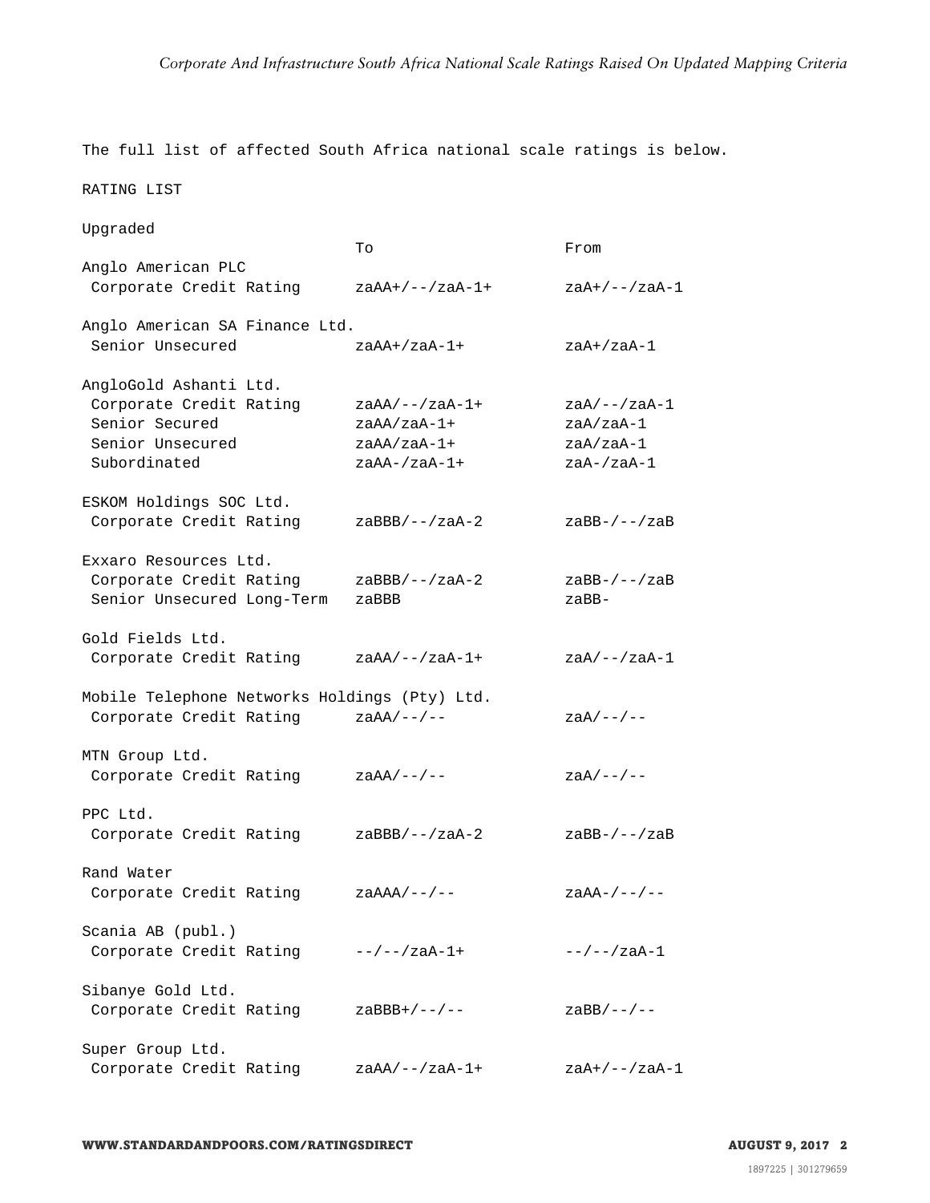The full list of affected South Africa national scale ratings is below.

RATING LIST

Upgraded

| | To | From |
|---|---|---|
| **Anglo American PLC** | | |
| Corporate Credit Rating | zaAA+/--/zaA-1+ | zaA+/--/zaA-1 |
| **Anglo American SA Finance Ltd.** | | |
| Senior Unsecured | zaAA+/zaA-1+ | zaA+/zaA-1 |
| **AngloGold Ashanti Ltd.** | | |
| Corporate Credit Rating | zaAA/--/zaA-1+ | zaA/--/zaA-1 |
| Senior Secured | zaAA/zaA-1+ | zaA/zaA-1 |
| Senior Unsecured | zaAA/zaA-1+ | zaA/zaA-1 |
| Subordinated | zaAA-/zaA-1+ | zaA-/zaA-1 |
| **ESKOM Holdings SOC Ltd.** | | |
| Corporate Credit Rating | zaBBB/--/zaA-2 | zaBB-/--/zaB |
| **Exxaro Resources Ltd.** | | |
| Corporate Credit Rating | zaBBB/--/zaA-2 | zaBB-/--/zaB |
| Senior Unsecured Long-Term | zaBBB | zaBB- |
| **Gold Fields Ltd.** | | |
| Corporate Credit Rating | zaAA/--/zaA-1+ | zaA/--/zaA-1 |
| **Mobile Telephone Networks Holdings (Pty) Ltd.** | | |
| Corporate Credit Rating | zaAA/--/-- | zaA/--/-- |
| **MTN Group Ltd.** | | |
| Corporate Credit Rating | zaAA/--/-- | zaA/--/-- |
| **PPC Ltd.** | | |
| Corporate Credit Rating | zaBBB/--/zaA-2 | zaBB-/--/zaB |
| **Rand Water** | | |
| Corporate Credit Rating | zaAAA/--/-- | zaAA-/--/-- |
| **Scania AB (publ.)** | | |
| Corporate Credit Rating | --/--/zaA-1+ | --/--/zaA-1 |
| **Sibanye Gold Ltd.** | | |
| Corporate Credit Rating | zaBBB+/--/-- | zaBB/--/-- |
| **Super Group Ltd.** | | |
| Corporate Credit Rating | zaAA/--/zaA-1+ | zaA+/--/zaA-1 |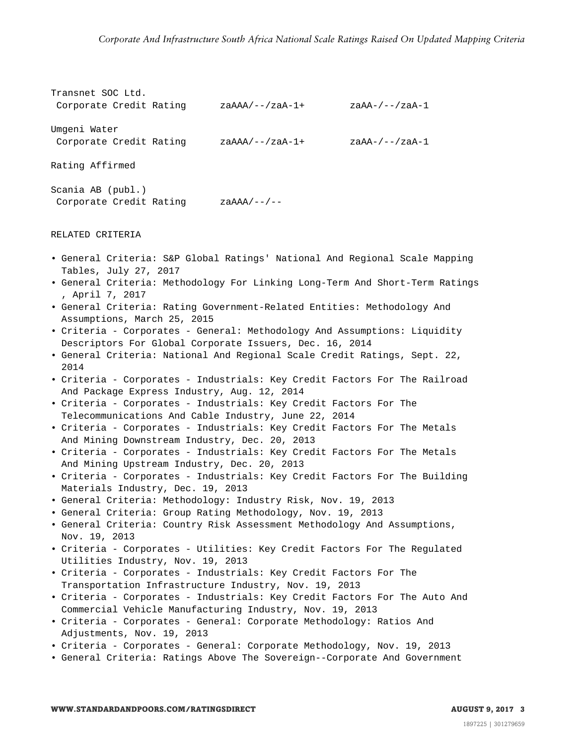| | | |
|---|---|---|
| Transnet SOC Ltd. | | |
| Corporate Credit Rating | zaAAA/--/zaA-1+ | zaAA-/--/zaA-1 |
| Umgeni Water | | |
| Corporate Credit Rating | zaAAA/--/zaA-1+ | zaAA-/--/zaA-1 |

Rating Affirmed

| | |
|---|---|
| Scania AB (publ.) | |
| Corporate Credit Rating | zaAAA/--/-- |

RELATED CRITERIA

- General Criteria: S&P Global Ratings' National And Regional Scale Mapping Tables, July 27, 2017
- General Criteria: Methodology For Linking Long-Term And Short-Term Ratings , April 7, 2017
- General Criteria: Rating Government-Related Entities: Methodology And Assumptions, March 25, 2015
- Criteria - Corporates - General: Methodology And Assumptions: Liquidity Descriptors For Global Corporate Issuers, Dec. 16, 2014
- General Criteria: National And Regional Scale Credit Ratings, Sept. 22, 2014
- Criteria - Corporates - Industrials: Key Credit Factors For The Railroad And Package Express Industry, Aug. 12, 2014
- Criteria - Corporates - Industrials: Key Credit Factors For The Telecommunications And Cable Industry, June 22, 2014
- Criteria - Corporates - Industrials: Key Credit Factors For The Metals And Mining Downstream Industry, Dec. 20, 2013
- Criteria - Corporates - Industrials: Key Credit Factors For The Metals And Mining Upstream Industry, Dec. 20, 2013
- Criteria - Corporates - Industrials: Key Credit Factors For The Building Materials Industry, Dec. 19, 2013
- General Criteria: Methodology: Industry Risk, Nov. 19, 2013
- General Criteria: Group Rating Methodology, Nov. 19, 2013
- General Criteria: Country Risk Assessment Methodology And Assumptions, Nov. 19, 2013
- Criteria - Corporates - Utilities: Key Credit Factors For The Regulated Utilities Industry, Nov. 19, 2013
- Criteria - Corporates - Industrials: Key Credit Factors For The Transportation Infrastructure Industry, Nov. 19, 2013
- Criteria - Corporates - Industrials: Key Credit Factors For The Auto And Commercial Vehicle Manufacturing Industry, Nov. 19, 2013
- Criteria - Corporates - General: Corporate Methodology: Ratios And Adjustments, Nov. 19, 2013
- Criteria - Corporates - General: Corporate Methodology, Nov. 19, 2013
- General Criteria: Ratings Above The Sovereign--Corporate And Government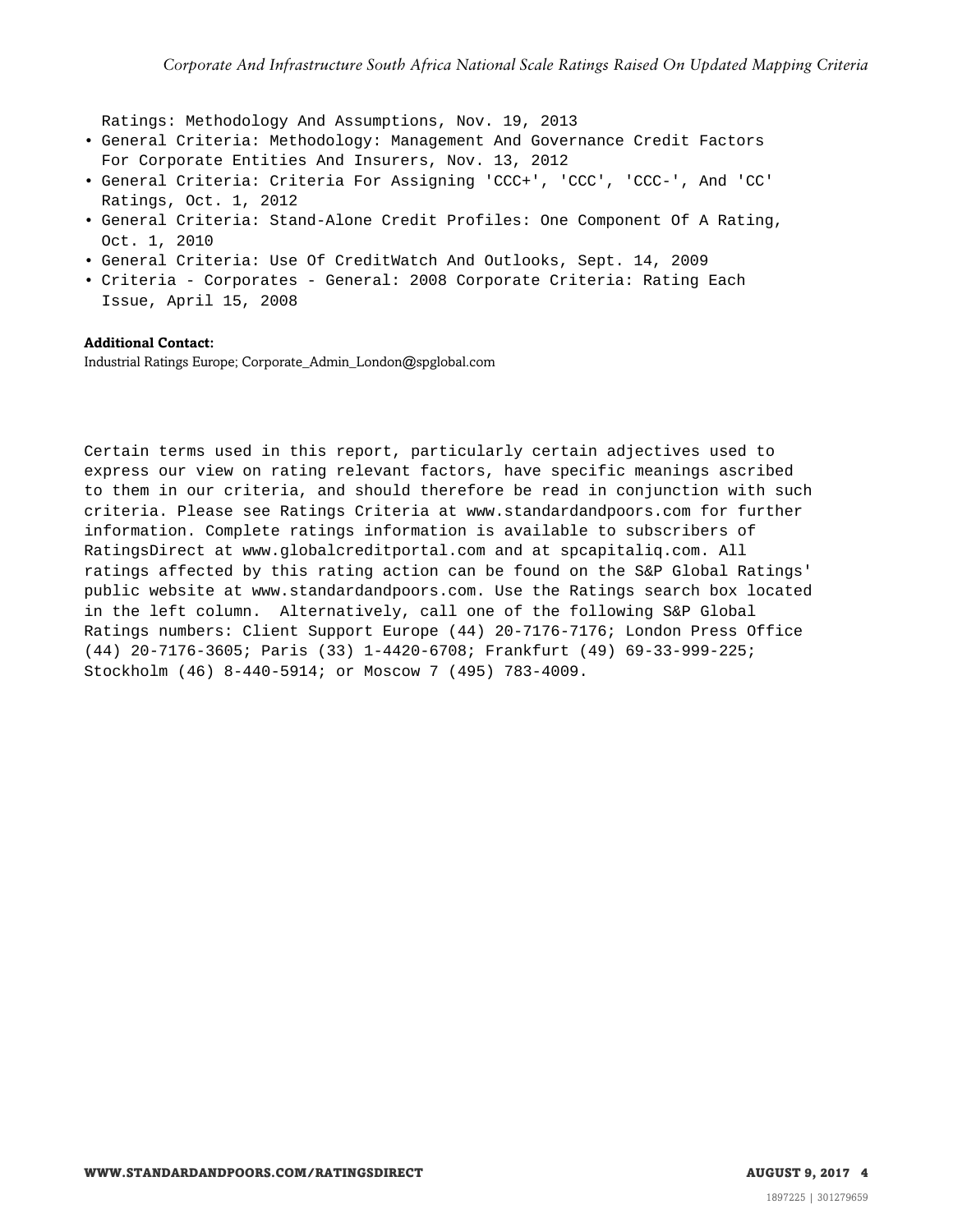Ratings: Methodology And Assumptions, Nov. 19, 2013
- General Criteria: Methodology: Management And Governance Credit Factors For Corporate Entities And Insurers, Nov. 13, 2012
- General Criteria: Criteria For Assigning 'CCC+', 'CCC', 'CCC-', And 'CC' Ratings, Oct. 1, 2012
- General Criteria: Stand-Alone Credit Profiles: One Component Of A Rating, Oct. 1, 2010
- General Criteria: Use Of CreditWatch And Outlooks, Sept. 14, 2009
- Criteria - Corporates - General: 2008 Corporate Criteria: Rating Each Issue, April 15, 2008

**Additional Contact:**

Industrial Ratings Europe; Corporate_Admin_London@spglobal.com

Certain terms used in this report, particularly certain adjectives used to express our view on rating relevant factors, have specific meanings ascribed to them in our criteria, and should therefore be read in conjunction with such criteria. Please see Ratings Criteria at www.standardandpoors.com for further information. Complete ratings information is available to subscribers of RatingsDirect at www.globalcreditportal.com and at spcapitaliq.com. All ratings affected by this rating action can be found on the S&P Global Ratings' public website at www.standardandpoors.com. Use the Ratings search box located in the left column. Alternatively, call one of the following S&P Global Ratings numbers: Client Support Europe (44) 20-7176-7176; London Press Office (44) 20-7176-3605; Paris (33) 1-4420-6708; Frankfurt (49) 69-33-999-225; Stockholm (46) 8-440-5914; or Moscow 7 (495) 783-4009.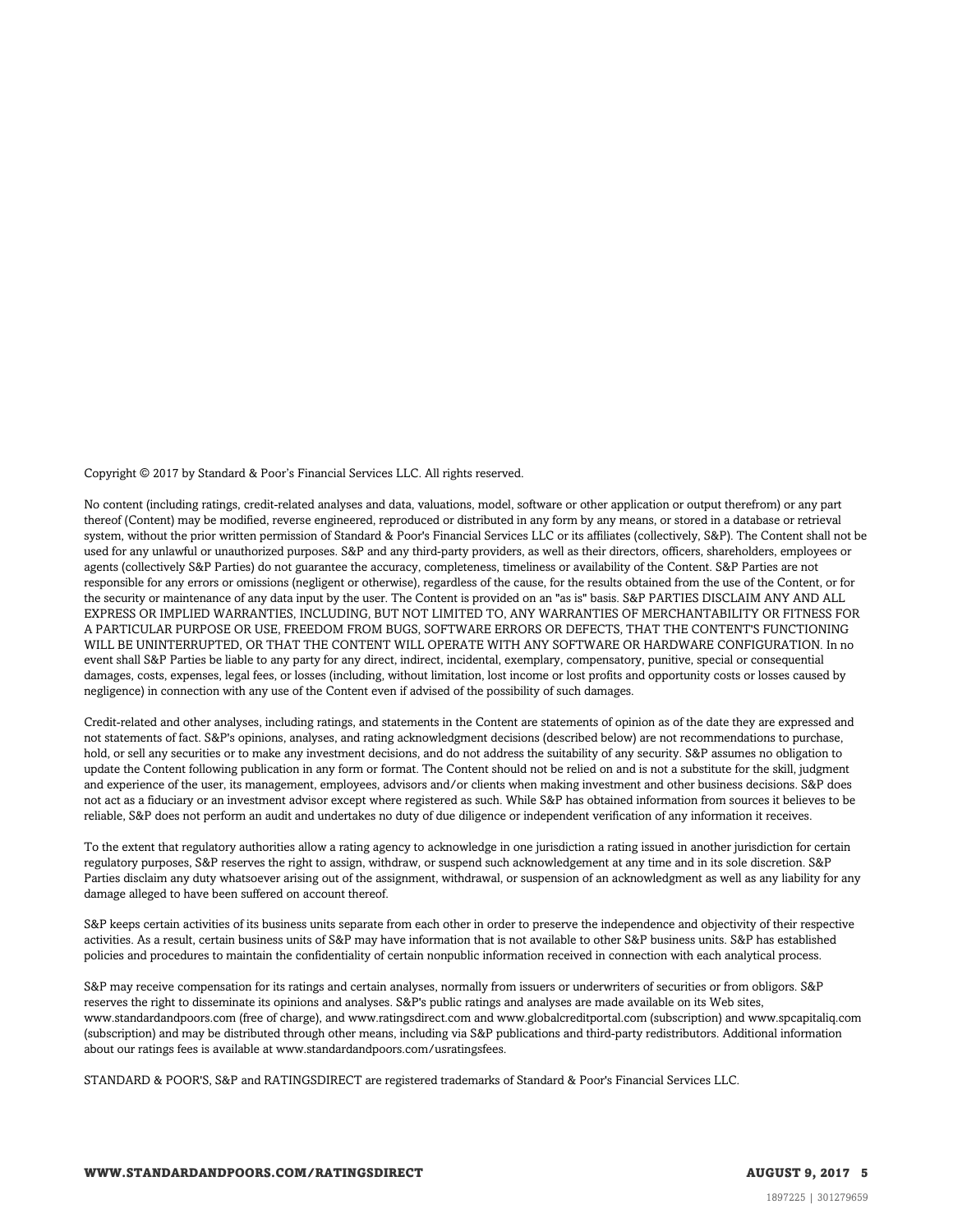Copyright © 2017 by Standard & Poor's Financial Services LLC. All rights reserved.

No content (including ratings, credit-related analyses and data, valuations, model, software or other application or output therefrom) or any part thereof (Content) may be modified, reverse engineered, reproduced or distributed in any form by any means, or stored in a database or retrieval system, without the prior written permission of Standard & Poor's Financial Services LLC or its affiliates (collectively, S&P). The Content shall not be used for any unlawful or unauthorized purposes. S&P and any third-party providers, as well as their directors, officers, shareholders, employees or agents (collectively S&P Parties) do not guarantee the accuracy, completeness, timeliness or availability of the Content. S&P Parties are not responsible for any errors or omissions (negligent or otherwise), regardless of the cause, for the results obtained from the use of the Content, or for the security or maintenance of any data input by the user. The Content is provided on an "as is" basis. S&P PARTIES DISCLAIM ANY AND ALL EXPRESS OR IMPLIED WARRANTIES, INCLUDING, BUT NOT LIMITED TO, ANY WARRANTIES OF MERCHANTABILITY OR FITNESS FOR A PARTICULAR PURPOSE OR USE, FREEDOM FROM BUGS, SOFTWARE ERRORS OR DEFECTS, THAT THE CONTENT'S FUNCTIONING WILL BE UNINTERRUPTED, OR THAT THE CONTENT WILL OPERATE WITH ANY SOFTWARE OR HARDWARE CONFIGURATION. In no event shall S&P Parties be liable to any party for any direct, indirect, incidental, exemplary, compensatory, punitive, special or consequential damages, costs, expenses, legal fees, or losses (including, without limitation, lost income or lost profits and opportunity costs or losses caused by negligence) in connection with any use of the Content even if advised of the possibility of such damages.

Credit-related and other analyses, including ratings, and statements in the Content are statements of opinion as of the date they are expressed and not statements of fact. S&P's opinions, analyses, and rating acknowledgment decisions (described below) are not recommendations to purchase, hold, or sell any securities or to make any investment decisions, and do not address the suitability of any security. S&P assumes no obligation to update the Content following publication in any form or format. The Content should not be relied on and is not a substitute for the skill, judgment and experience of the user, its management, employees, advisors and/or clients when making investment and other business decisions. S&P does not act as a fiduciary or an investment advisor except where registered as such. While S&P has obtained information from sources it believes to be reliable, S&P does not perform an audit and undertakes no duty of due diligence or independent verification of any information it receives.

To the extent that regulatory authorities allow a rating agency to acknowledge in one jurisdiction a rating issued in another jurisdiction for certain regulatory purposes, S&P reserves the right to assign, withdraw, or suspend such acknowledgement at any time and in its sole discretion. S&P Parties disclaim any duty whatsoever arising out of the assignment, withdrawal, or suspension of an acknowledgment as well as any liability for any damage alleged to have been suffered on account thereof.

S&P keeps certain activities of its business units separate from each other in order to preserve the independence and objectivity of their respective activities. As a result, certain business units of S&P may have information that is not available to other S&P business units. S&P has established policies and procedures to maintain the confidentiality of certain nonpublic information received in connection with each analytical process.

S&P may receive compensation for its ratings and certain analyses, normally from issuers or underwriters of securities or from obligors. S&P reserves the right to disseminate its opinions and analyses. S&P's public ratings and analyses are made available on its Web sites, www.standardandpoors.com (free of charge), and www.ratingsdirect.com and www.globalcreditportal.com (subscription) and www.spcapitaliq.com (subscription) and may be distributed through other means, including via S&P publications and third-party redistributors. Additional information about our ratings fees is available at www.standardandpoors.com/usratingsfees.

STANDARD & POOR'S, S&P and RATINGSDIRECT are registered trademarks of Standard & Poor's Financial Services LLC.